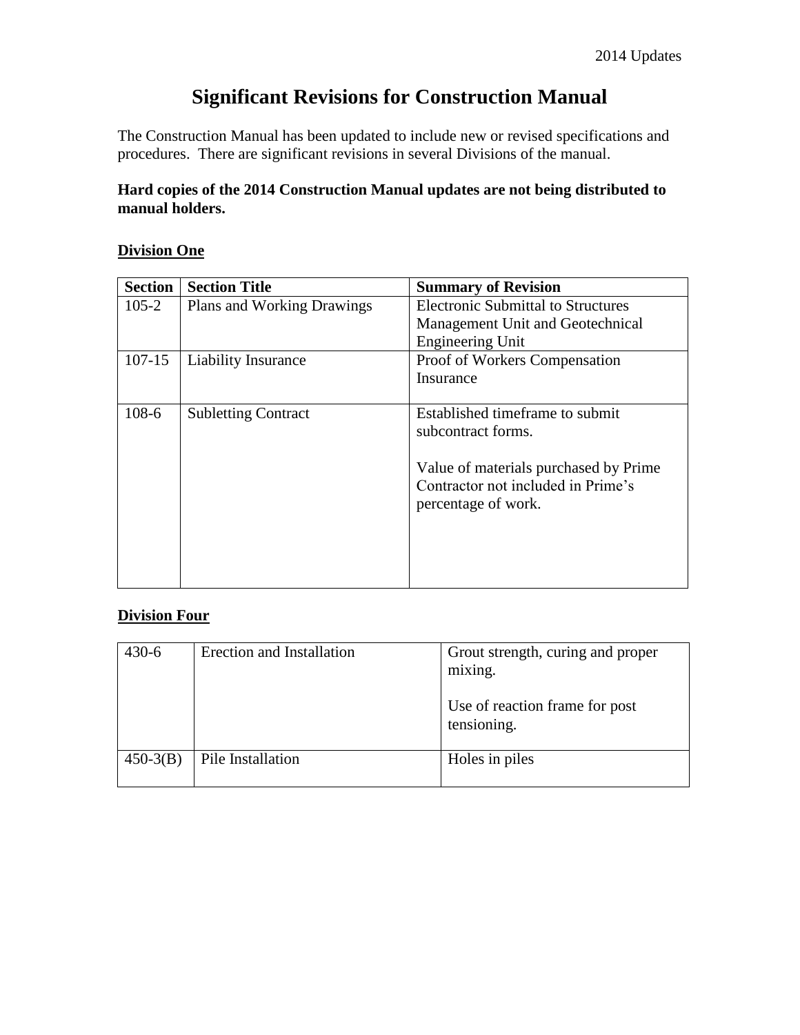# Significant Revisions for Construction Manual

The Construction Manual has been updated to include new or revised specifications and procedures. There are significant revisions in several Divisions of the manual.

**Hard copies of the 2014 Construction Manual updates are not being distributed to manual holders.**

## Division One

| Section | Section Title | Summary of Revision |
|---|---|---|
| 105-2 | Plans and Working Drawings | Electronic Submittal to Structures Management Unit and Geotechnical Engineering Unit |
| 107-15 | Liability Insurance | Proof of Workers Compensation Insurance |
| 108-6 | Subletting Contract | Established timeframe to submit subcontract forms.<br><br>Value of materials purchased by Prime Contractor not included in Prime's percentage of work. |

## Division Four

| Section | Section Title | Summary of Revision |
|---|---|---|
| 430-6 | Erection and Installation | Grout strength, curing and proper mixing.<br><br>Use of reaction frame for post tensioning. |
| 450-3(B) | Pile Installation | Holes in piles |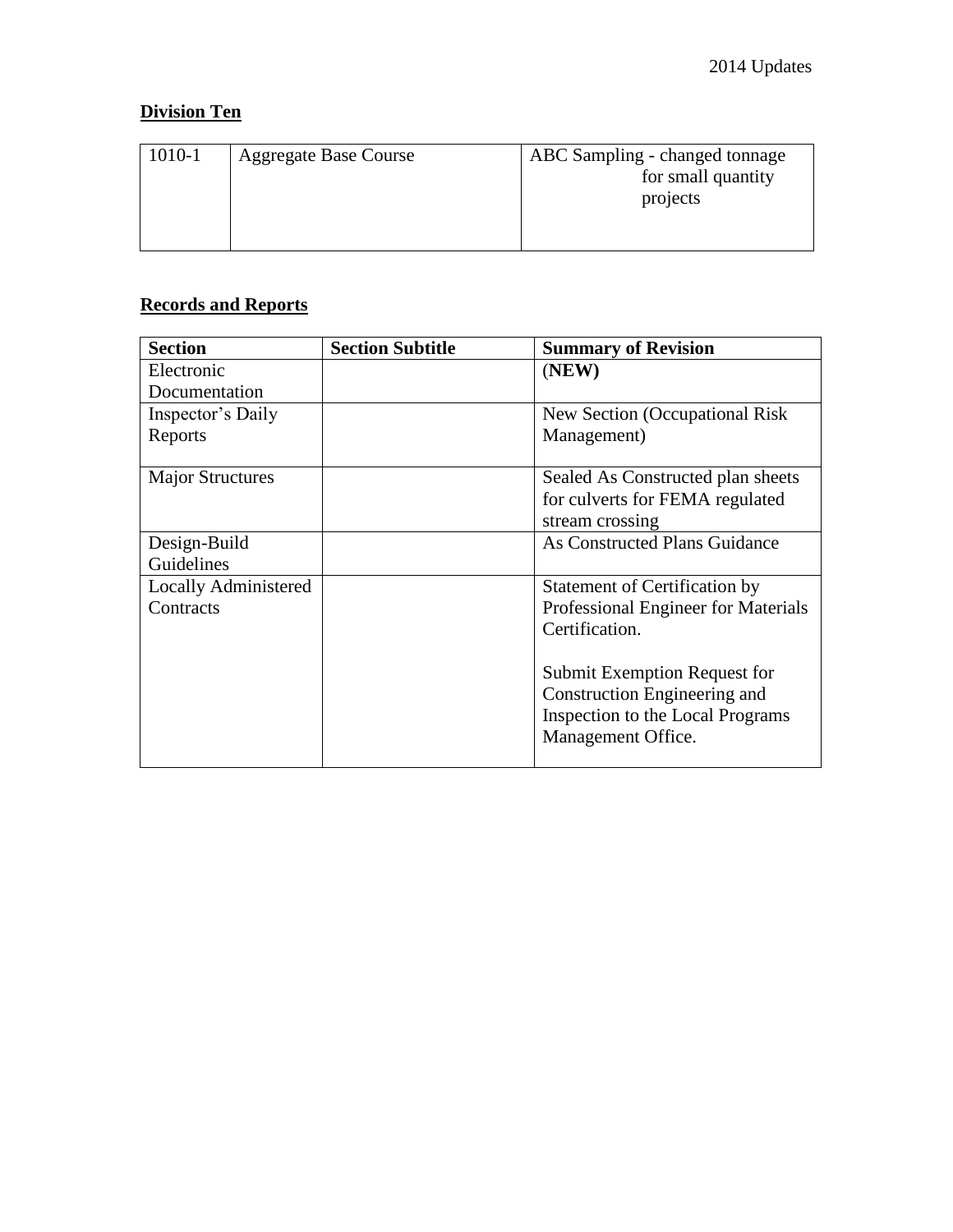**Division Ten**

| | | |
|---|---|---|
| 1010-1 | Aggregate Base Course | ABC Sampling - changed tonnage for small quantity projects |

**Records and Reports**

| Section | Section Subtitle | Summary of Revision |
|---|---|---|
| Electronic Documentation | | (**NEW)** |
| Inspector's Daily Reports | | New Section (Occupational Risk Management) |
| Major Structures | | Sealed As Constructed plan sheets for culverts for FEMA regulated stream crossing |
| Design-Build Guidelines | | As Constructed Plans Guidance |
| Locally Administered Contracts | | Statement of Certification by Professional Engineer for Materials Certification.<br><br>Submit Exemption Request for Construction Engineering and Inspection to the Local Programs Management Office. |